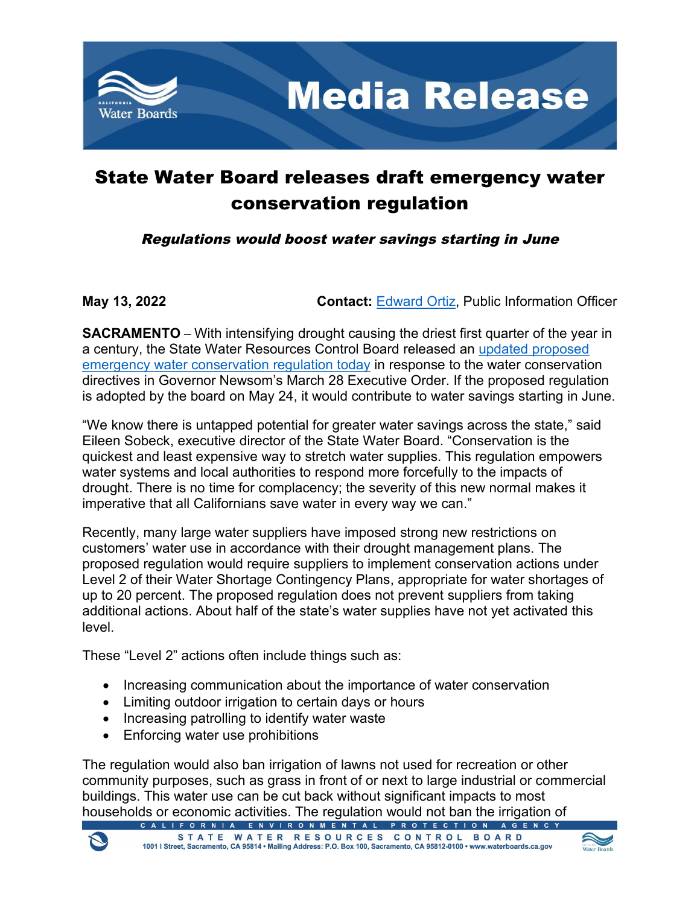# Media Release

# State Water Board releases draft emergency water conservation regulation

***Regulations would boost water savings starting in June***

**May 13, 2022** **Contact:** Edward Ortiz, Public Information Officer

**SACRAMENTO** – With intensifying drought causing the driest first quarter of the year in a century, the State Water Resources Control Board released an updated proposed emergency water conservation regulation today in response to the water conservation directives in Governor Newsom's March 28 Executive Order. If the proposed regulation is adopted by the board on May 24, it would contribute to water savings starting in June.

"We know there is untapped potential for greater water savings across the state," said Eileen Sobeck, executive director of the State Water Board. "Conservation is the quickest and least expensive way to stretch water supplies. This regulation empowers water systems and local authorities to respond more forcefully to the impacts of drought. There is no time for complacency; the severity of this new normal makes it imperative that all Californians save water in every way we can."

Recently, many large water suppliers have imposed strong new restrictions on customers' water use in accordance with their drought management plans. The proposed regulation would require suppliers to implement conservation actions under Level 2 of their Water Shortage Contingency Plans, appropriate for water shortages of up to 20 percent. The proposed regulation does not prevent suppliers from taking additional actions. About half of the state's water supplies have not yet activated this level.

These "Level 2" actions often include things such as:

- Increasing communication about the importance of water conservation
- Limiting outdoor irrigation to certain days or hours
- Increasing patrolling to identify water waste
- Enforcing water use prohibitions

The regulation would also ban irrigation of lawns not used for recreation or other community purposes, such as grass in front of or next to large industrial or commercial buildings. This water use can be cut back without significant impacts to most households or economic activities. The regulation would not ban the irrigation of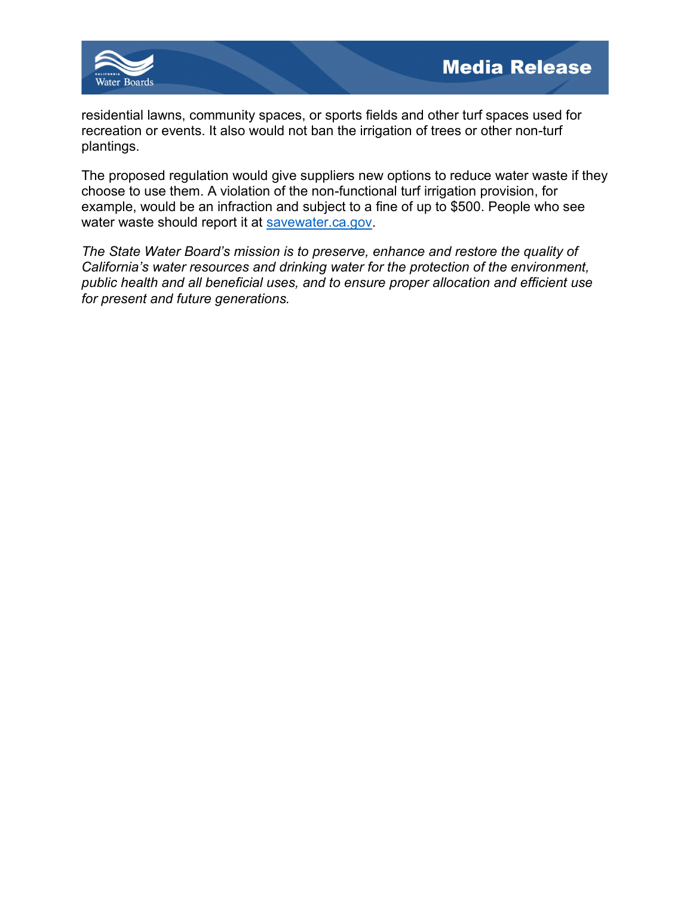residential lawns, community spaces, or sports fields and other turf spaces used for recreation or events. It also would not ban the irrigation of trees or other non-turf plantings.

The proposed regulation would give suppliers new options to reduce water waste if they choose to use them. A violation of the non-functional turf irrigation provision, for example, would be an infraction and subject to a fine of up to $500. People who see water waste should report it at [savewater.ca.gov](savewater.ca.gov).

*The State Water Board's mission is to preserve, enhance and restore the quality of California's water resources and drinking water for the protection of the environment, public health and all beneficial uses, and to ensure proper allocation and efficient use for present and future generations.*